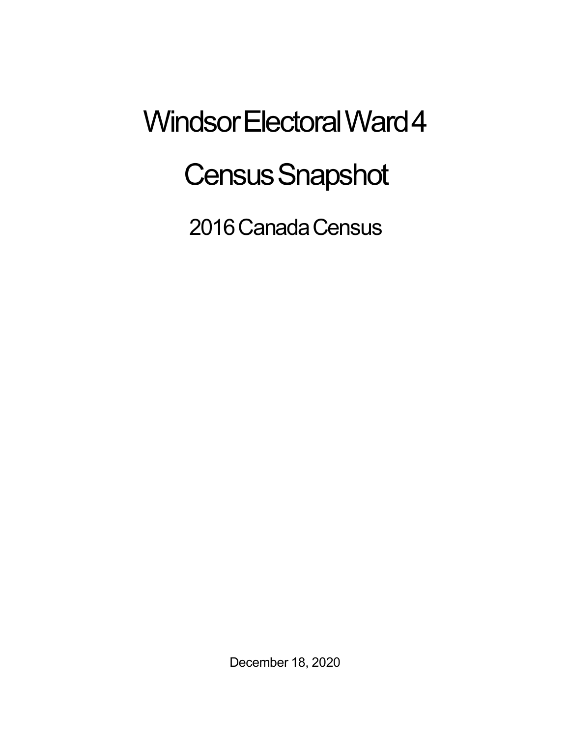# Windsor Electoral Ward 4

# Census Snapshot

## 2016 Canada Census

December 18, 2020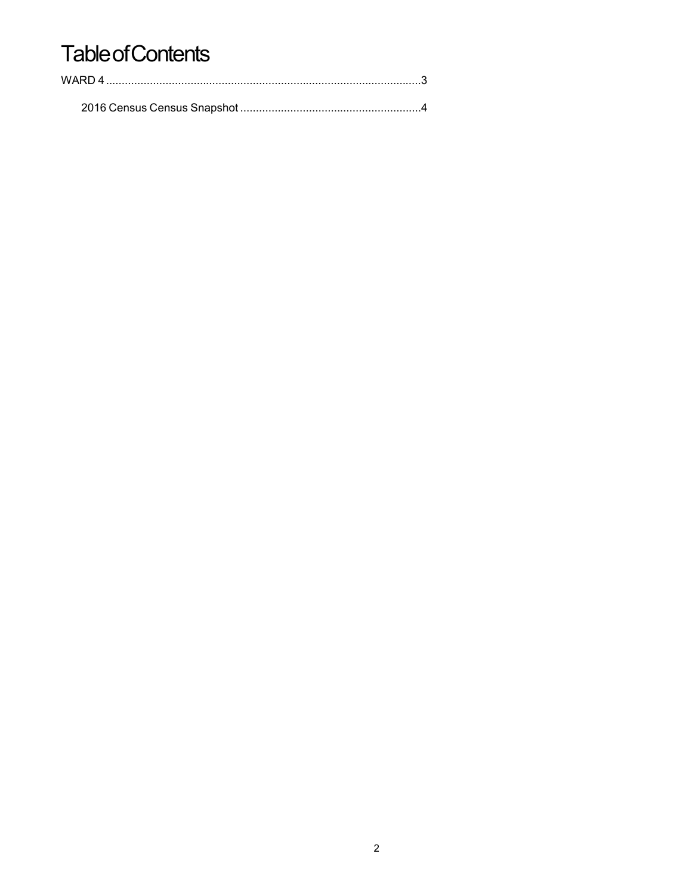# Table of Contents

WARD 4 .....................................................................................................3

- 2016 Census Census Snapshot ..........................................................4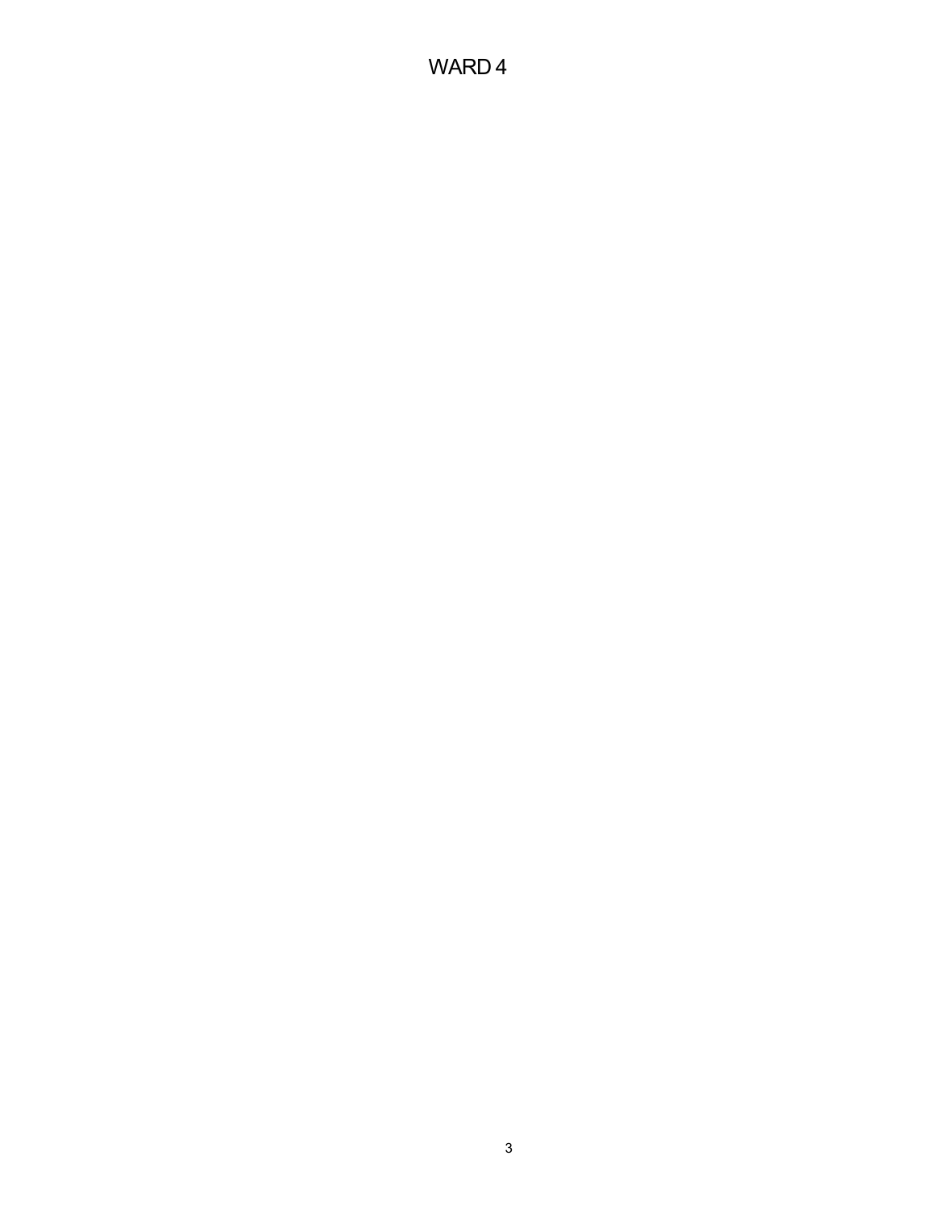# WARD 4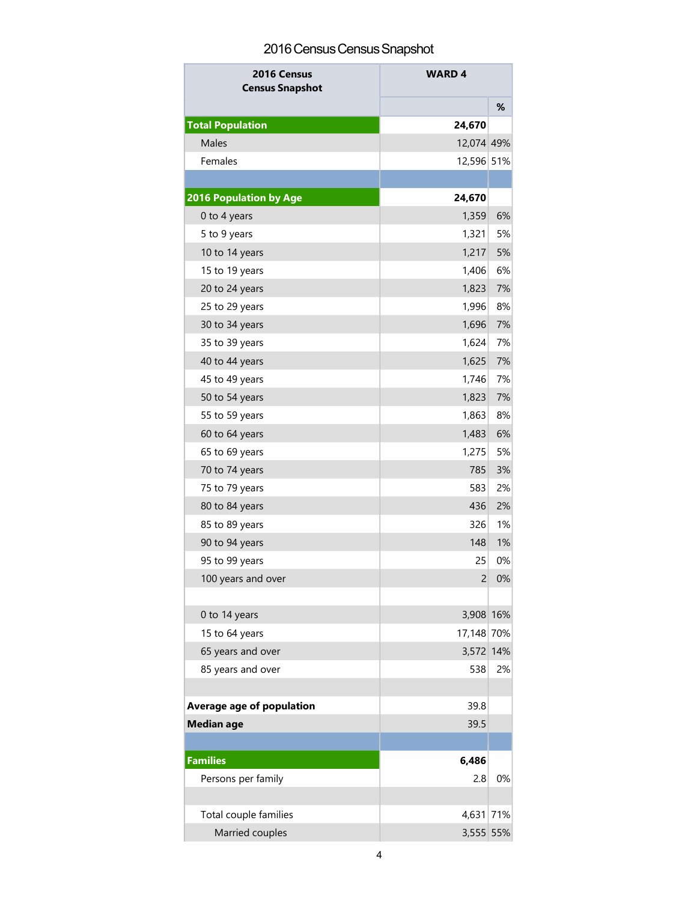# 2016 Census Census Snapshot

| 2016 Census Census Snapshot | WARD 4 | |
|---|---|---|
| | | % |
| **Total Population** | **24,670** | |
| Males | 12,074 | 49% |
| Females | 12,596 | 51% |
| | | |
| **2016 Population by Age** | **24,670** | |
| 0 to 4 years | 1,359 | 6% |
| 5 to 9 years | 1,321 | 5% |
| 10 to 14 years | 1,217 | 5% |
| 15 to 19 years | 1,406 | 6% |
| 20 to 24 years | 1,823 | 7% |
| 25 to 29 years | 1,996 | 8% |
| 30 to 34 years | 1,696 | 7% |
| 35 to 39 years | 1,624 | 7% |
| 40 to 44 years | 1,625 | 7% |
| 45 to 49 years | 1,746 | 7% |
| 50 to 54 years | 1,823 | 7% |
| 55 to 59 years | 1,863 | 8% |
| 60 to 64 years | 1,483 | 6% |
| 65 to 69 years | 1,275 | 5% |
| 70 to 74 years | 785 | 3% |
| 75 to 79 years | 583 | 2% |
| 80 to 84 years | 436 | 2% |
| 85 to 89 years | 326 | 1% |
| 90 to 94 years | 148 | 1% |
| 95 to 99 years | 25 | 0% |
| 100 years and over | 2 | 0% |
| | | |
| 0 to 14 years | 3,908 | 16% |
| 15 to 64 years | 17,148 | 70% |
| 65 years and over | 3,572 | 14% |
| 85 years and over | 538 | 2% |
| | | |
| **Average age of population** | 39.8 | |
| **Median age** | 39.5 | |
| | | |
| **Families** | **6,486** | |
| Persons per family | 2.8 | 0% |
| | | |
| Total couple families | 4,631 | 71% |
| Married couples | 3,555 | 55% |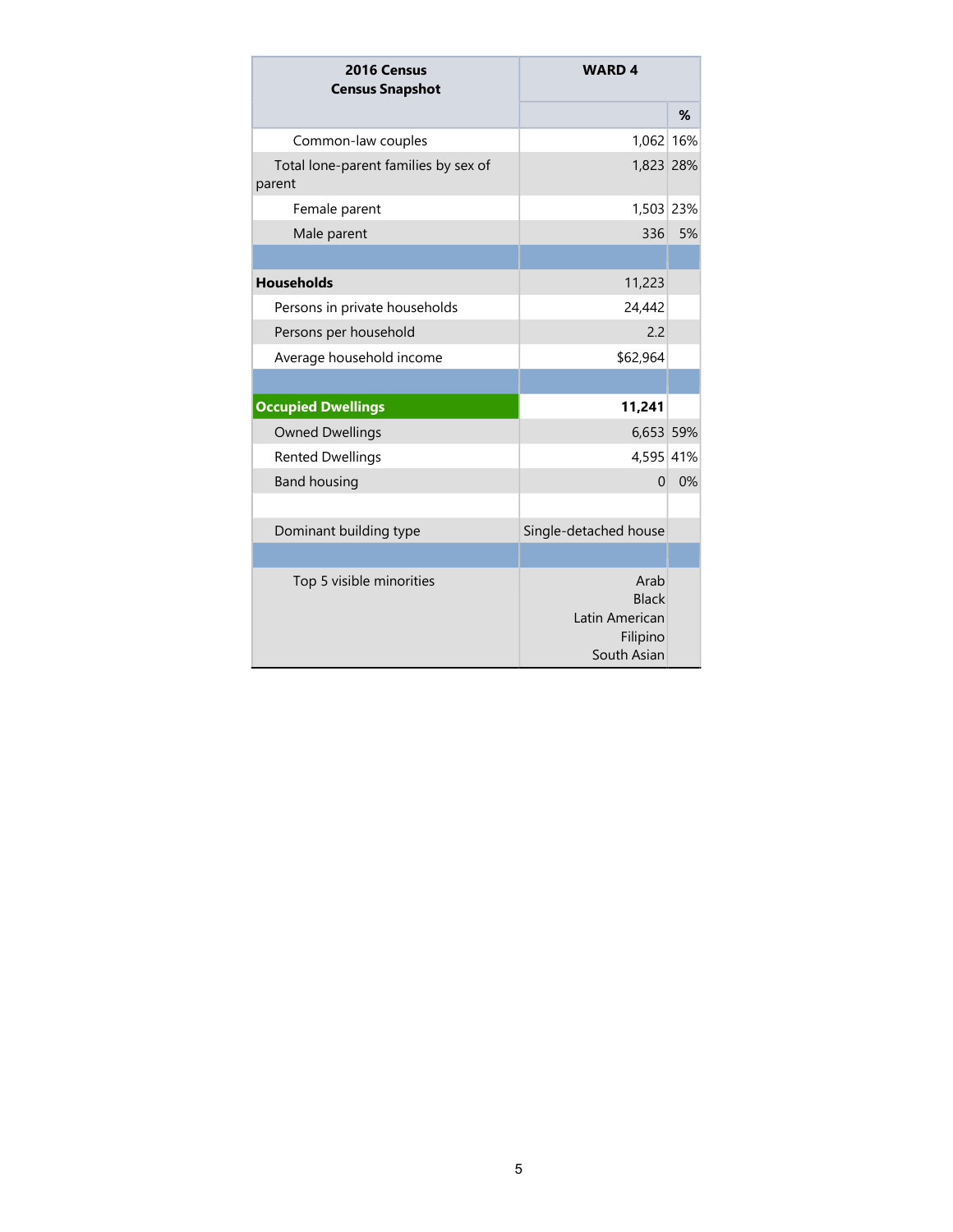| 2016 Census Census Snapshot | WARD 4 | |
|---|---|---|
| | | % |
| Common-law couples | 1,062 | 16% |
| Total lone-parent families by sex of parent | 1,823 | 28% |
| Female parent | 1,503 | 23% |
| Male parent | 336 | 5% |
| | | |
| **Households** | 11,223 | |
| Persons in private households | 24,442 | |
| Persons per household | 2.2 | |
| Average household income | $62,964 | |
| | | |
| **Occupied Dwellings** | **11,241** | |
| Owned Dwellings | 6,653 | 59% |
| Rented Dwellings | 4,595 | 41% |
| Band housing | 0 | 0% |
| | | |
| Dominant building type | Single-detached house | |
| | | |
| Top 5 visible minorities | Arab<br>Black<br>Latin American<br>Filipino<br>South Asian | |